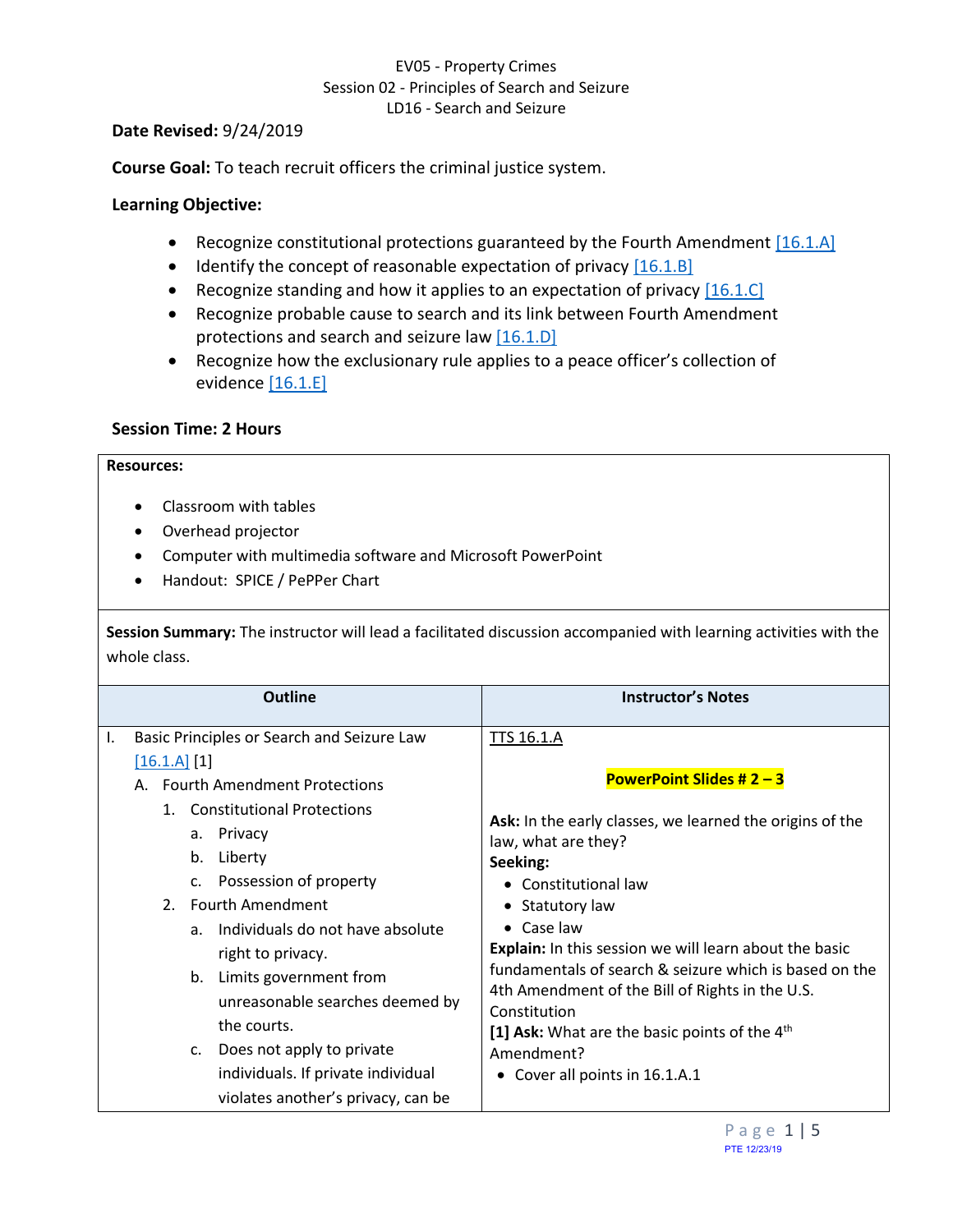EV05 - Property Crimes
Session 02 - Principles of Search and Seizure
LD16 - Search and Seizure

**Date Revised:** 9/24/2019

**Course Goal:** To teach recruit officers the criminal justice system.

**Learning Objective:**

- Recognize constitutional protections guaranteed by the Fourth Amendment [16.1.A]
- Identify the concept of reasonable expectation of privacy [16.1.B]
- Recognize standing and how it applies to an expectation of privacy [16.1.C]
- Recognize probable cause to search and its link between Fourth Amendment protections and search and seizure law [16.1.D]
- Recognize how the exclusionary rule applies to a peace officer's collection of evidence [16.1.E]

**Session Time: 2 Hours**

**Resources:**

- Classroom with tables
- Overhead projector
- Computer with multimedia software and Microsoft PowerPoint
- Handout: SPICE / PePPer Chart

**Session Summary:** The instructor will lead a facilitated discussion accompanied with learning activities with the whole class.

| Outline | Instructor's Notes |
|---|---|
| I. Basic Principles or Search and Seizure Law [16.1.A] [1]<br>A. Fourth Amendment Protections<br>1. Constitutional Protections<br>a. Privacy<br>b. Liberty<br>c. Possession of property<br>2. Fourth Amendment<br>a. Individuals do not have absolute right to privacy.<br>b. Limits government from unreasonable searches deemed by the courts.<br>c. Does not apply to private individuals. If private individual violates another's privacy, can be | TTS 16.1.A<br><br>**PowerPoint Slides # 2 – 3**<br><br>**Ask:** In the early classes, we learned the origins of the law, what are they?<br>**Seeking:**<br>• Constitutional law<br>• Statutory law<br>• Case law<br>**Explain:** In this session we will learn about the basic fundamentals of search & seizure which is based on the 4th Amendment of the Bill of Rights in the U.S. Constitution<br>**[1] Ask:** What are the basic points of the 4th Amendment?<br>• Cover all points in 16.1.A.1 |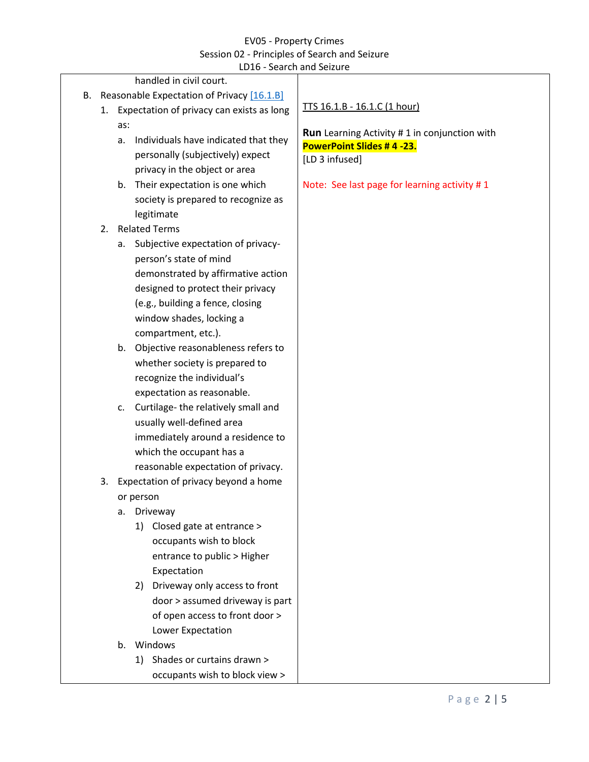| | |
|---|---|
| handled in civil court.<br>B. Reasonable Expectation of Privacy [16.1.B]<br>&nbsp;&nbsp;1. Expectation of privacy can exists as long as:<br>&nbsp;&nbsp;&nbsp;&nbsp;a. Individuals have indicated that they personally (subjectively) expect privacy in the object or area<br>&nbsp;&nbsp;&nbsp;&nbsp;b. Their expectation is one which society is prepared to recognize as legitimate<br>&nbsp;&nbsp;2. Related Terms<br>&nbsp;&nbsp;&nbsp;&nbsp;a. Subjective expectation of privacy- person's state of mind demonstrated by affirmative action designed to protect their privacy (e.g., building a fence, closing window shades, locking a compartment, etc.).<br>&nbsp;&nbsp;&nbsp;&nbsp;b. Objective reasonableness refers to whether society is prepared to recognize the individual's expectation as reasonable.<br>&nbsp;&nbsp;&nbsp;&nbsp;c. Curtilage- the relatively small and usually well-defined area immediately around a residence to which the occupant has a reasonable expectation of privacy.<br>&nbsp;&nbsp;3. Expectation of privacy beyond a home or person<br>&nbsp;&nbsp;&nbsp;&nbsp;a. Driveway<br>&nbsp;&nbsp;&nbsp;&nbsp;&nbsp;&nbsp;1) Closed gate at entrance > occupants wish to block entrance to public > Higher Expectation<br>&nbsp;&nbsp;&nbsp;&nbsp;&nbsp;&nbsp;2) Driveway only access to front door > assumed driveway is part of open access to front door > Lower Expectation<br>&nbsp;&nbsp;&nbsp;&nbsp;b. Windows<br>&nbsp;&nbsp;&nbsp;&nbsp;&nbsp;&nbsp;1) Shades or curtains drawn > occupants wish to block view > | TTS 16.1.B - 16.1.C (1 hour)<br><br>**Run** Learning Activity # 1 in conjunction with **PowerPoint Slides # 4 -23.**<br>[LD 3 infused]<br><br>Note: See last page for learning activity # 1 |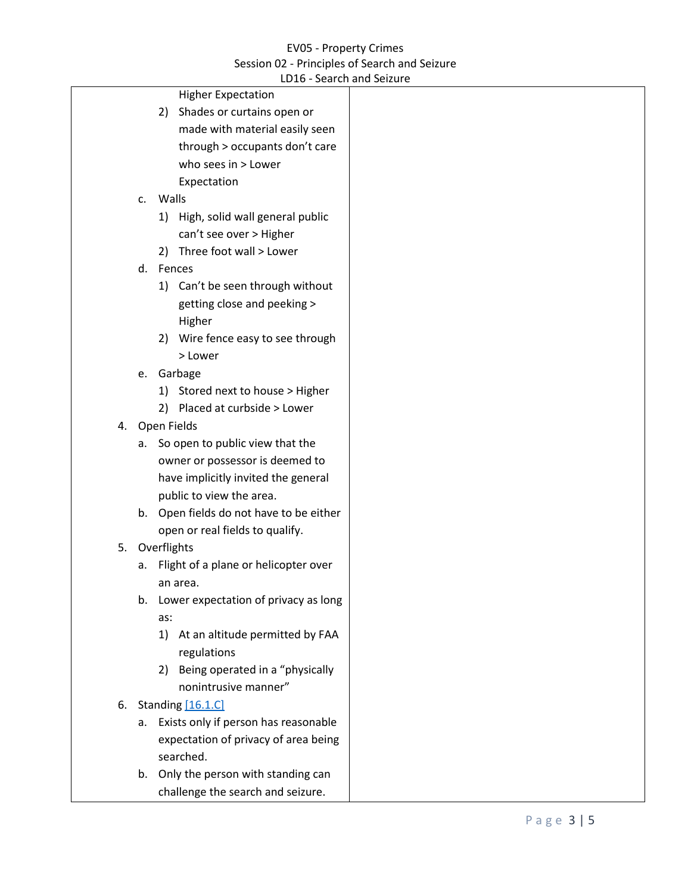Higher Expectation

2) Shades or curtains open or made with material easily seen through > occupants don't care who sees in > Lower Expectation

c. Walls
   1) High, solid wall general public can't see over > Higher
   2) Three foot wall > Lower
d. Fences
   1) Can't be seen through without getting close and peeking > Higher
   2) Wire fence easy to see through > Lower
e. Garbage
   1) Stored next to house > Higher
   2) Placed at curbside > Lower

4. Open Fields
   a. So open to public view that the owner or possessor is deemed to have implicitly invited the general public to view the area.
   b. Open fields do not have to be either open or real fields to qualify.
5. Overflights
   a. Flight of a plane or helicopter over an area.
   b. Lower expectation of privacy as long as:
      1) At an altitude permitted by FAA regulations
      2) Being operated in a "physically nonintrusive manner"
6. Standing [16.1.C]
   a. Exists only if person has reasonable expectation of privacy of area being searched.
   b. Only the person with standing can challenge the search and seizure.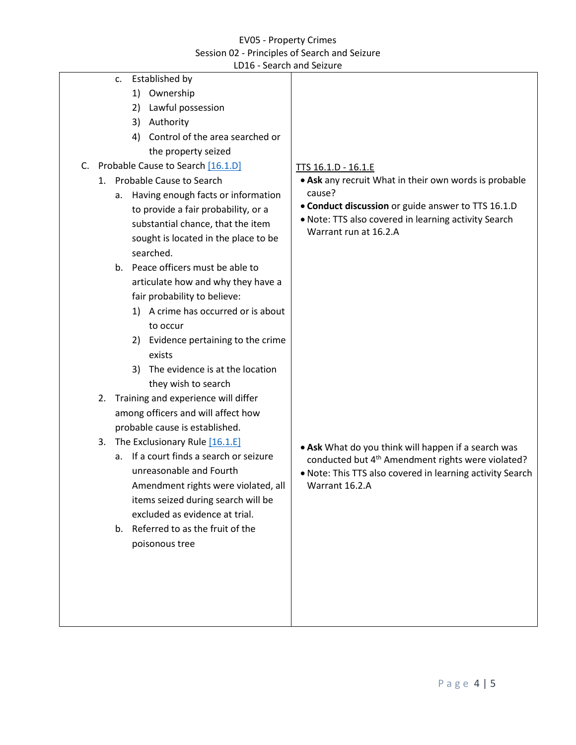| | |
|---|---|
| c. Established by<br>1) Ownership<br>2) Lawful possession<br>3) Authority<br>4) Control of the area searched or the property seized | |
| C. Probable Cause to Search [16.1.D]<br>1. Probable Cause to Search<br>a. Having enough facts or information to provide a fair probability, or a substantial chance, that the item sought is located in the place to be searched.<br>b. Peace officers must be able to articulate how and why they have a fair probability to believe:<br>1) A crime has occurred or is about to occur<br>2) Evidence pertaining to the crime exists<br>3) The evidence is at the location they wish to search<br>2. Training and experience will differ among officers and will affect how probable cause is established. | TTS 16.1.D - 16.1.E<br>• **Ask** any recruit What in their own words is probable cause?<br>• **Conduct discussion** or guide answer to TTS 16.1.D<br>• Note: TTS also covered in learning activity Search Warrant run at 16.2.A |
| 3. The Exclusionary Rule [16.1.E]<br>a. If a court finds a search or seizure unreasonable and Fourth Amendment rights were violated, all items seized during search will be excluded as evidence at trial.<br>b. Referred to as the fruit of the poisonous tree | • **Ask** What do you think will happen if a search was conducted but 4th Amendment rights were violated?<br>• Note: This TTS also covered in learning activity Search Warrant 16.2.A |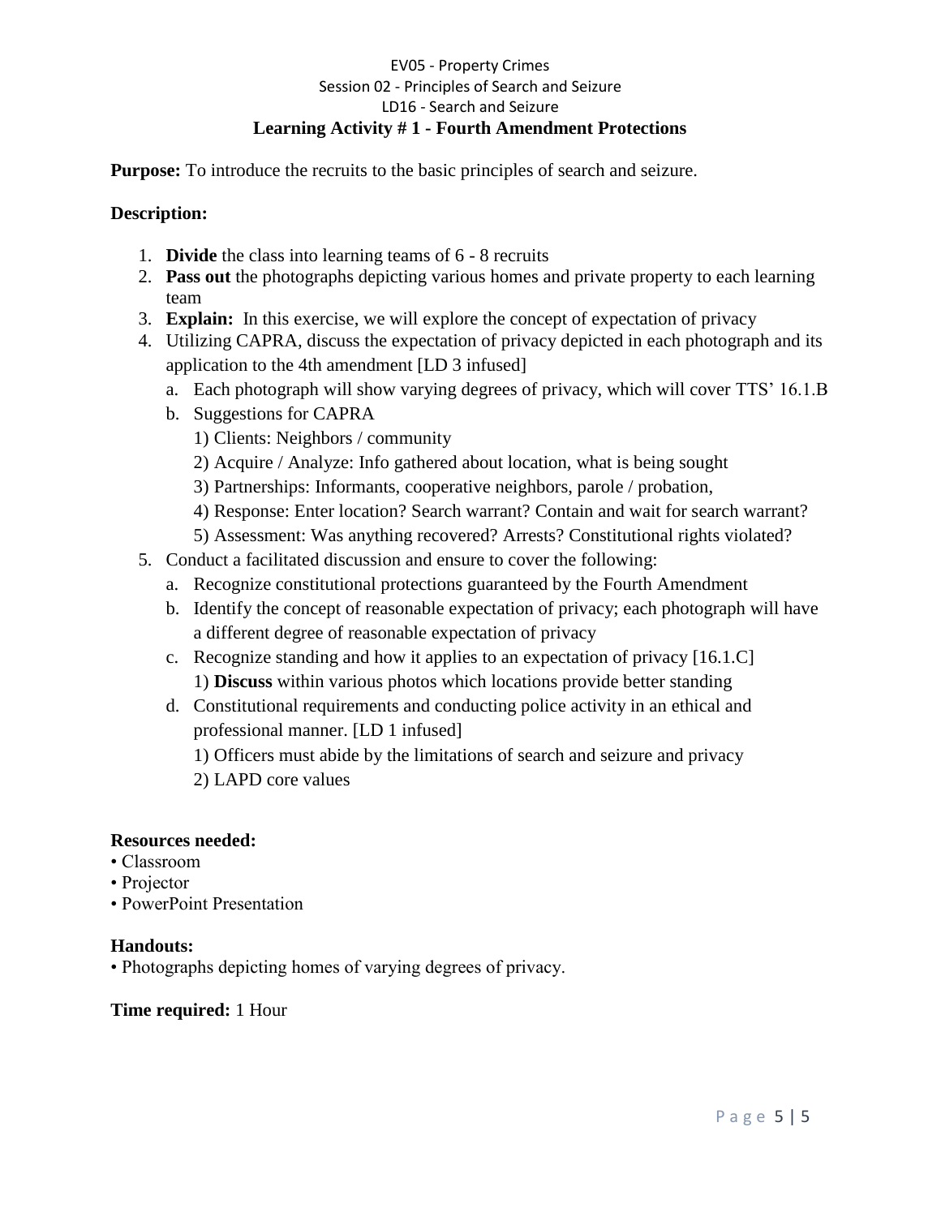EV05 - Property Crimes

Session 02 - Principles of Search and Seizure

LD16 - Search and Seizure

## Learning Activity # 1 - Fourth Amendment Protections

**Purpose:** To introduce the recruits to the basic principles of search and seizure.

**Description:**

1. **Divide** the class into learning teams of 6 - 8 recruits
2. **Pass out** the photographs depicting various homes and private property to each learning team
3. **Explain:** In this exercise, we will explore the concept of expectation of privacy
4. Utilizing CAPRA, discuss the expectation of privacy depicted in each photograph and its application to the 4th amendment [LD 3 infused]
   a. Each photograph will show varying degrees of privacy, which will cover TTS' 16.1.B
   b. Suggestions for CAPRA
      1) Clients: Neighbors / community
      2) Acquire / Analyze: Info gathered about location, what is being sought
      3) Partnerships: Informants, cooperative neighbors, parole / probation,
      4) Response: Enter location? Search warrant? Contain and wait for search warrant?
      5) Assessment: Was anything recovered? Arrests? Constitutional rights violated?
5. Conduct a facilitated discussion and ensure to cover the following:
   a. Recognize constitutional protections guaranteed by the Fourth Amendment
   b. Identify the concept of reasonable expectation of privacy; each photograph will have a different degree of reasonable expectation of privacy
   c. Recognize standing and how it applies to an expectation of privacy [16.1.C]
      1) **Discuss** within various photos which locations provide better standing
   d. Constitutional requirements and conducting police activity in an ethical and professional manner. [LD 1 infused]
      1) Officers must abide by the limitations of search and seizure and privacy
      2) LAPD core values

**Resources needed:**
- Classroom
- Projector
- PowerPoint Presentation

**Handouts:**
- Photographs depicting homes of varying degrees of privacy.

**Time required:** 1 Hour